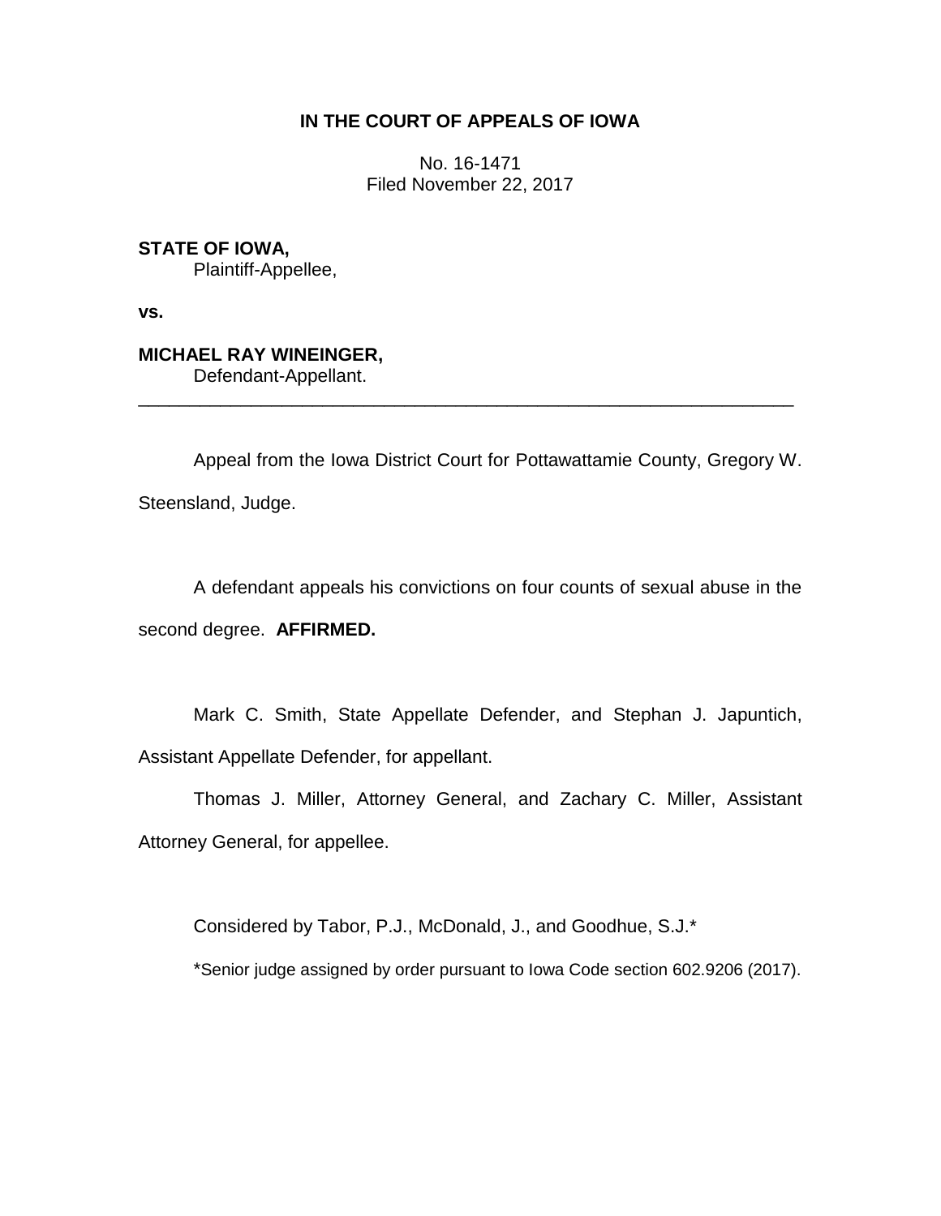**IN THE COURT OF APPEALS OF IOWA**

No. 16-1471
Filed November 22, 2017

**STATE OF IOWA,**
Plaintiff-Appellee,

**vs.**

**MICHAEL RAY WINEINGER,**
Defendant-Appellant.

---

Appeal from the Iowa District Court for Pottawattamie County, Gregory W. Steensland, Judge.

A defendant appeals his convictions on four counts of sexual abuse in the second degree. **AFFIRMED.**

Mark C. Smith, State Appellate Defender, and Stephan J. Japuntich, Assistant Appellate Defender, for appellant.

Thomas J. Miller, Attorney General, and Zachary C. Miller, Assistant Attorney General, for appellee.

Considered by Tabor, P.J., McDonald, J., and Goodhue, S.J.*

*Senior judge assigned by order pursuant to Iowa Code section 602.9206 (2017).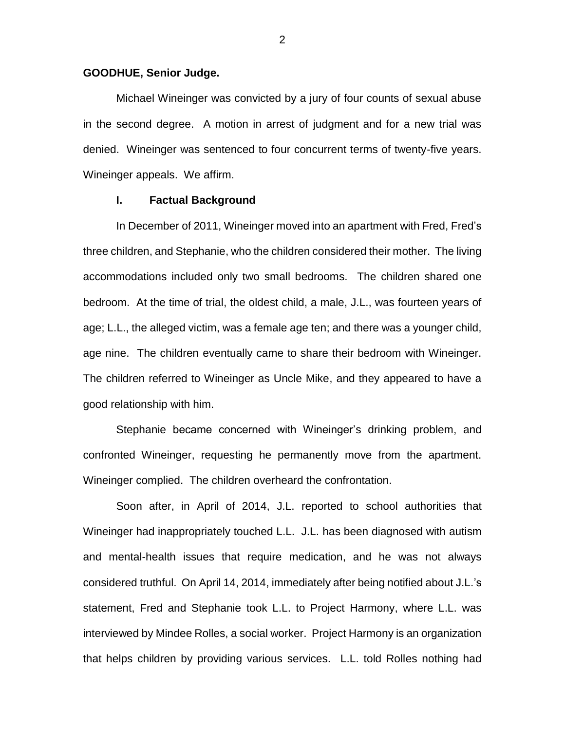**GOODHUE, Senior Judge.**

Michael Wineinger was convicted by a jury of four counts of sexual abuse in the second degree. A motion in arrest of judgment and for a new trial was denied. Wineinger was sentenced to four concurrent terms of twenty-five years. Wineinger appeals. We affirm.

## I. Factual Background

In December of 2011, Wineinger moved into an apartment with Fred, Fred's three children, and Stephanie, who the children considered their mother. The living accommodations included only two small bedrooms. The children shared one bedroom. At the time of trial, the oldest child, a male, J.L., was fourteen years of age; L.L., the alleged victim, was a female age ten; and there was a younger child, age nine. The children eventually came to share their bedroom with Wineinger. The children referred to Wineinger as Uncle Mike, and they appeared to have a good relationship with him.

Stephanie became concerned with Wineinger's drinking problem, and confronted Wineinger, requesting he permanently move from the apartment. Wineinger complied. The children overheard the confrontation.

Soon after, in April of 2014, J.L. reported to school authorities that Wineinger had inappropriately touched L.L. J.L. has been diagnosed with autism and mental-health issues that require medication, and he was not always considered truthful. On April 14, 2014, immediately after being notified about J.L.'s statement, Fred and Stephanie took L.L. to Project Harmony, where L.L. was interviewed by Mindee Rolles, a social worker. Project Harmony is an organization that helps children by providing various services. L.L. told Rolles nothing had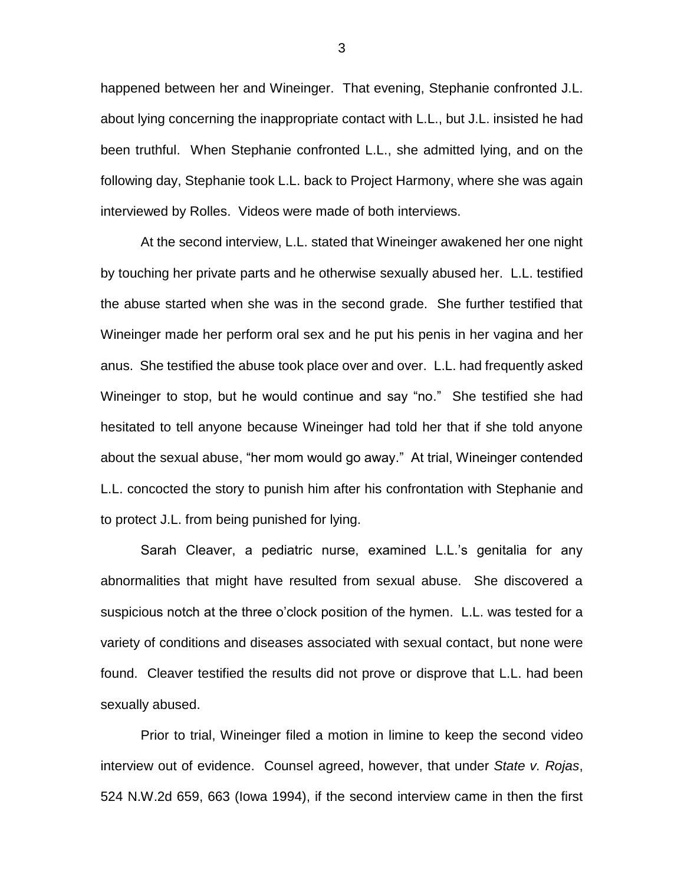happened between her and Wineinger. That evening, Stephanie confronted J.L. about lying concerning the inappropriate contact with L.L., but J.L. insisted he had been truthful. When Stephanie confronted L.L., she admitted lying, and on the following day, Stephanie took L.L. back to Project Harmony, where she was again interviewed by Rolles. Videos were made of both interviews.

At the second interview, L.L. stated that Wineinger awakened her one night by touching her private parts and he otherwise sexually abused her. L.L. testified the abuse started when she was in the second grade. She further testified that Wineinger made her perform oral sex and he put his penis in her vagina and her anus. She testified the abuse took place over and over. L.L. had frequently asked Wineinger to stop, but he would continue and say "no." She testified she had hesitated to tell anyone because Wineinger had told her that if she told anyone about the sexual abuse, "her mom would go away." At trial, Wineinger contended L.L. concocted the story to punish him after his confrontation with Stephanie and to protect J.L. from being punished for lying.

Sarah Cleaver, a pediatric nurse, examined L.L.'s genitalia for any abnormalities that might have resulted from sexual abuse. She discovered a suspicious notch at the three o'clock position of the hymen. L.L. was tested for a variety of conditions and diseases associated with sexual contact, but none were found. Cleaver testified the results did not prove or disprove that L.L. had been sexually abused.

Prior to trial, Wineinger filed a motion in limine to keep the second video interview out of evidence. Counsel agreed, however, that under *State v. Rojas*, 524 N.W.2d 659, 663 (Iowa 1994), if the second interview came in then the first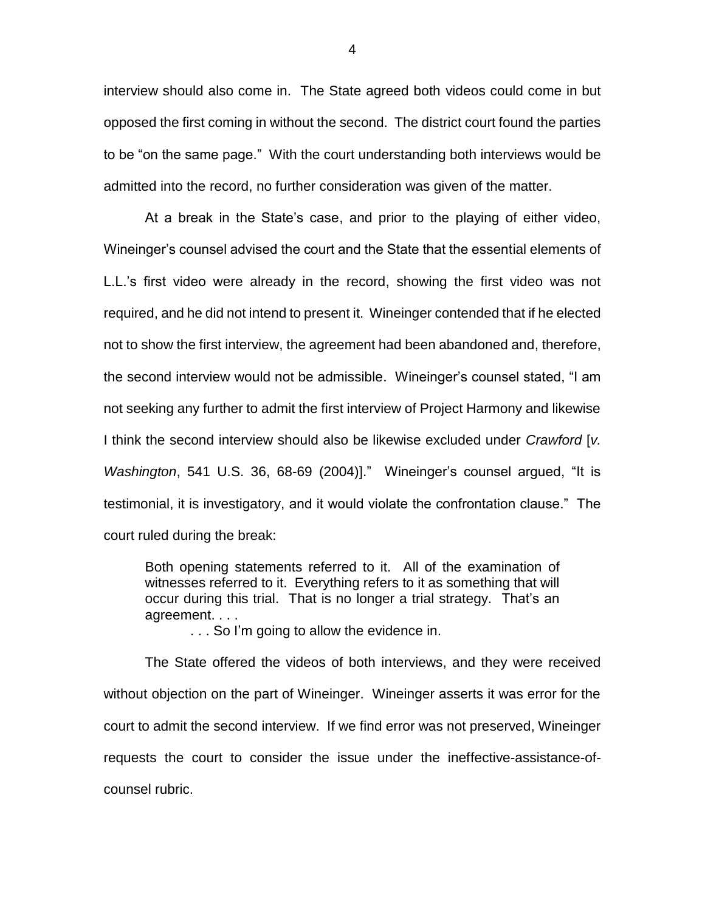interview should also come in. The State agreed both videos could come in but opposed the first coming in without the second. The district court found the parties to be "on the same page." With the court understanding both interviews would be admitted into the record, no further consideration was given of the matter.

At a break in the State's case, and prior to the playing of either video, Wineinger's counsel advised the court and the State that the essential elements of L.L.'s first video were already in the record, showing the first video was not required, and he did not intend to present it. Wineinger contended that if he elected not to show the first interview, the agreement had been abandoned and, therefore, the second interview would not be admissible. Wineinger's counsel stated, "I am not seeking any further to admit the first interview of Project Harmony and likewise I think the second interview should also be likewise excluded under *Crawford* [*v. Washington*, 541 U.S. 36, 68-69 (2004)]." Wineinger's counsel argued, "It is testimonial, it is investigatory, and it would violate the confrontation clause." The court ruled during the break:

> Both opening statements referred to it. All of the examination of witnesses referred to it. Everything refers to it as something that will occur during this trial. That is no longer a trial strategy. That's an agreement. . . .
>
> . . . So I'm going to allow the evidence in.

The State offered the videos of both interviews, and they were received without objection on the part of Wineinger. Wineinger asserts it was error for the court to admit the second interview. If we find error was not preserved, Wineinger requests the court to consider the issue under the ineffective-assistance-of-counsel rubric.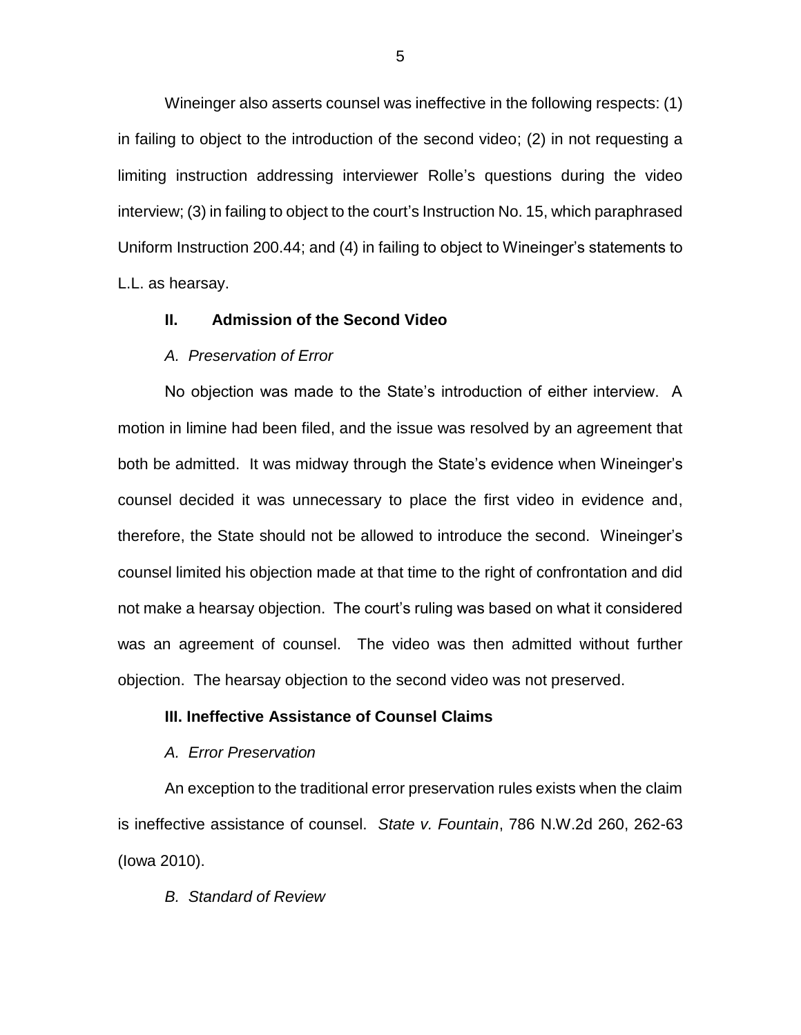Wineinger also asserts counsel was ineffective in the following respects: (1) in failing to object to the introduction of the second video; (2) in not requesting a limiting instruction addressing interviewer Rolle's questions during the video interview; (3) in failing to object to the court's Instruction No. 15, which paraphrased Uniform Instruction 200.44; and (4) in failing to object to Wineinger's statements to L.L. as hearsay.

## II. Admission of the Second Video

### *A. Preservation of Error*

No objection was made to the State's introduction of either interview. A motion in limine had been filed, and the issue was resolved by an agreement that both be admitted. It was midway through the State's evidence when Wineinger's counsel decided it was unnecessary to place the first video in evidence and, therefore, the State should not be allowed to introduce the second. Wineinger's counsel limited his objection made at that time to the right of confrontation and did not make a hearsay objection. The court's ruling was based on what it considered was an agreement of counsel. The video was then admitted without further objection. The hearsay objection to the second video was not preserved.

## III. Ineffective Assistance of Counsel Claims

### *A. Error Preservation*

An exception to the traditional error preservation rules exists when the claim is ineffective assistance of counsel. *State v. Fountain*, 786 N.W.2d 260, 262-63 (Iowa 2010).

### *B. Standard of Review*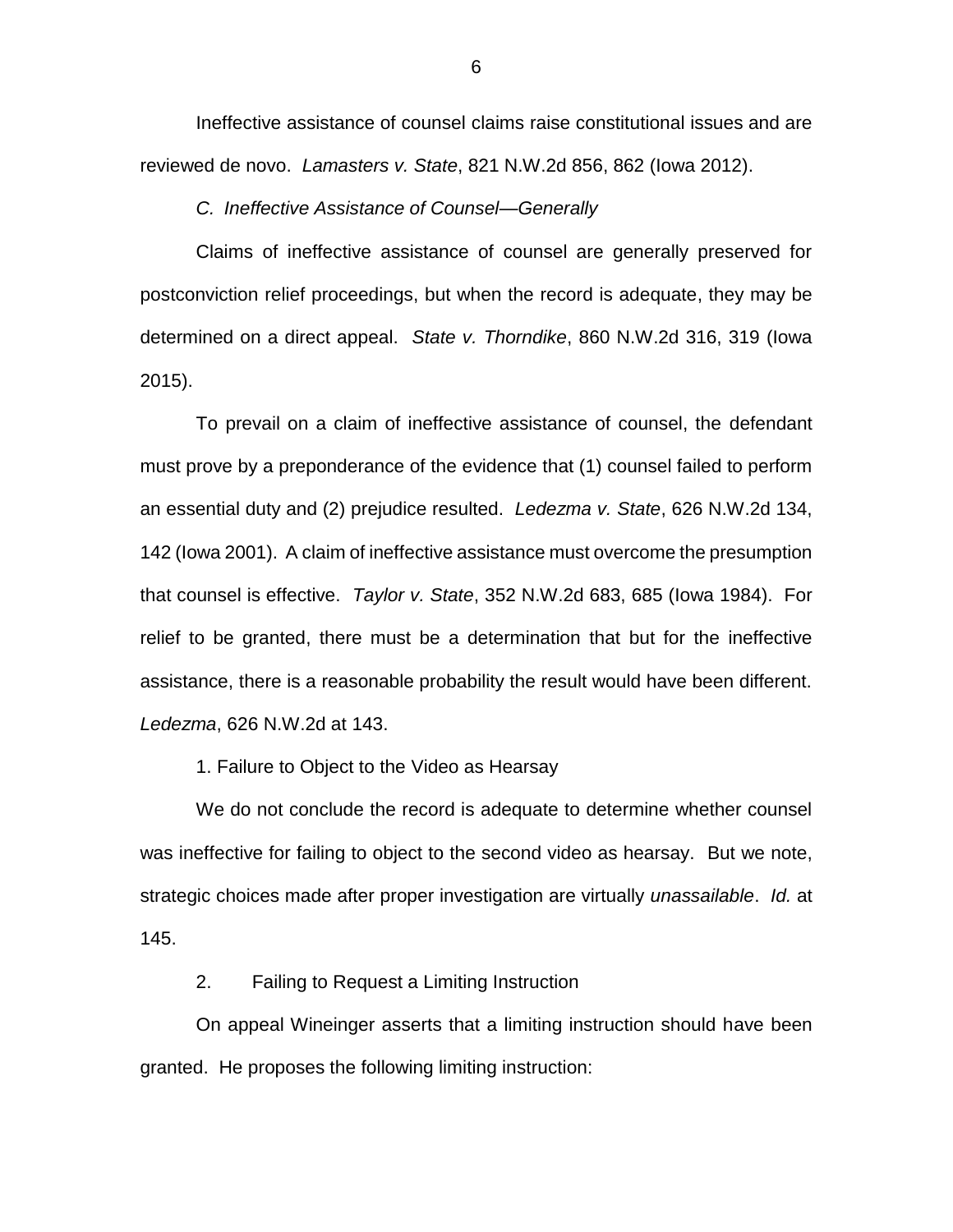Ineffective assistance of counsel claims raise constitutional issues and are reviewed de novo. *Lamasters v. State*, 821 N.W.2d 856, 862 (Iowa 2012).

*C. Ineffective Assistance of Counsel—Generally*

Claims of ineffective assistance of counsel are generally preserved for postconviction relief proceedings, but when the record is adequate, they may be determined on a direct appeal. *State v. Thorndike*, 860 N.W.2d 316, 319 (Iowa 2015).

To prevail on a claim of ineffective assistance of counsel, the defendant must prove by a preponderance of the evidence that (1) counsel failed to perform an essential duty and (2) prejudice resulted. *Ledezma v. State*, 626 N.W.2d 134, 142 (Iowa 2001). A claim of ineffective assistance must overcome the presumption that counsel is effective. *Taylor v. State*, 352 N.W.2d 683, 685 (Iowa 1984). For relief to be granted, there must be a determination that but for the ineffective assistance, there is a reasonable probability the result would have been different. *Ledezma*, 626 N.W.2d at 143.

1. Failure to Object to the Video as Hearsay

We do not conclude the record is adequate to determine whether counsel was ineffective for failing to object to the second video as hearsay. But we note, strategic choices made after proper investigation are virtually *unassailable*. *Id.* at 145.

2. Failing to Request a Limiting Instruction

On appeal Wineinger asserts that a limiting instruction should have been granted. He proposes the following limiting instruction: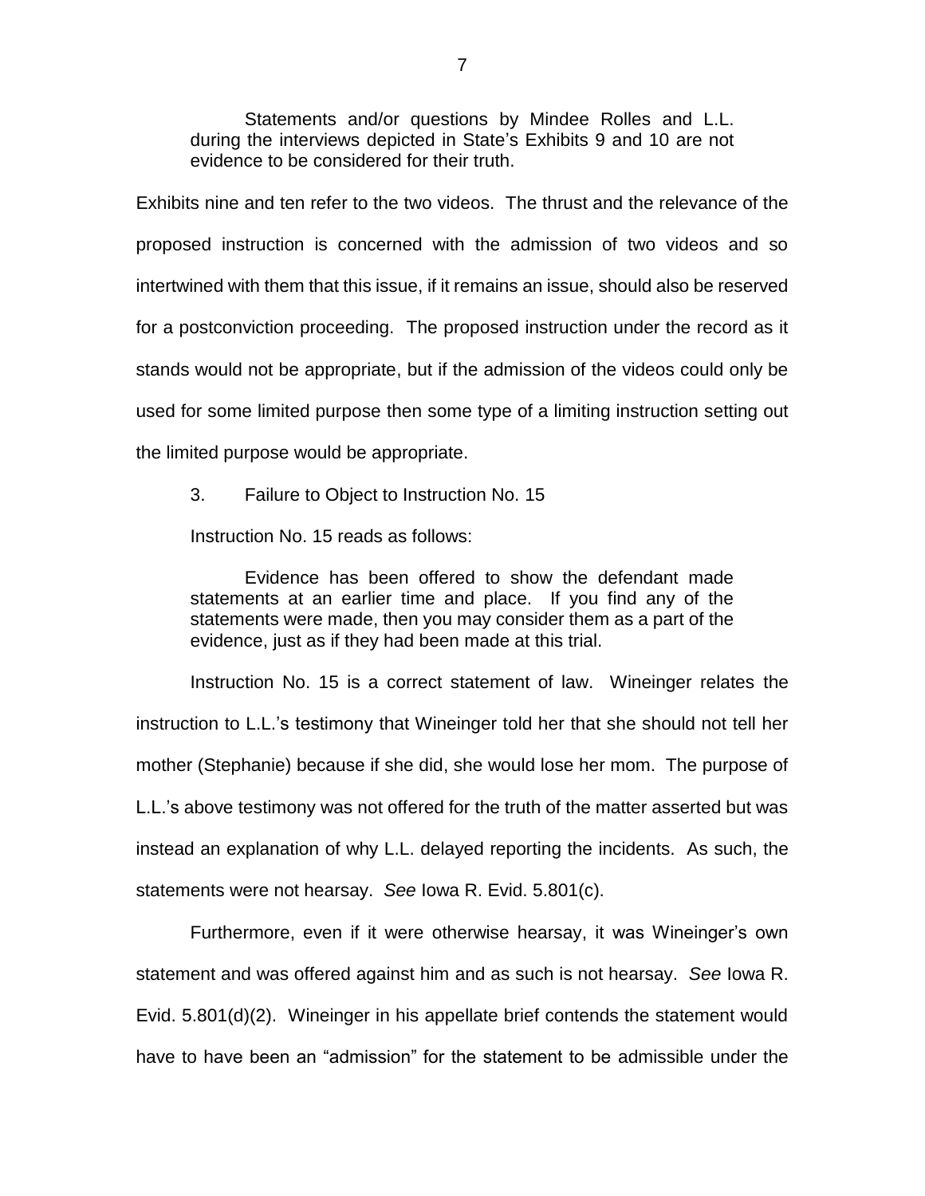> Statements and/or questions by Mindee Rolles and L.L. during the interviews depicted in State's Exhibits 9 and 10 are not evidence to be considered for their truth.

Exhibits nine and ten refer to the two videos. The thrust and the relevance of the proposed instruction is concerned with the admission of two videos and so intertwined with them that this issue, if it remains an issue, should also be reserved for a postconviction proceeding. The proposed instruction under the record as it stands would not be appropriate, but if the admission of the videos could only be used for some limited purpose then some type of a limiting instruction setting out the limited purpose would be appropriate.

3. Failure to Object to Instruction No. 15

Instruction No. 15 reads as follows:

> Evidence has been offered to show the defendant made statements at an earlier time and place. If you find any of the statements were made, then you may consider them as a part of the evidence, just as if they had been made at this trial.

Instruction No. 15 is a correct statement of law. Wineinger relates the instruction to L.L.'s testimony that Wineinger told her that she should not tell her mother (Stephanie) because if she did, she would lose her mom. The purpose of L.L.'s above testimony was not offered for the truth of the matter asserted but was instead an explanation of why L.L. delayed reporting the incidents. As such, the statements were not hearsay. *See* Iowa R. Evid. 5.801(c).

Furthermore, even if it were otherwise hearsay, it was Wineinger's own statement and was offered against him and as such is not hearsay. *See* Iowa R. Evid. 5.801(d)(2). Wineinger in his appellate brief contends the statement would have to have been an "admission" for the statement to be admissible under the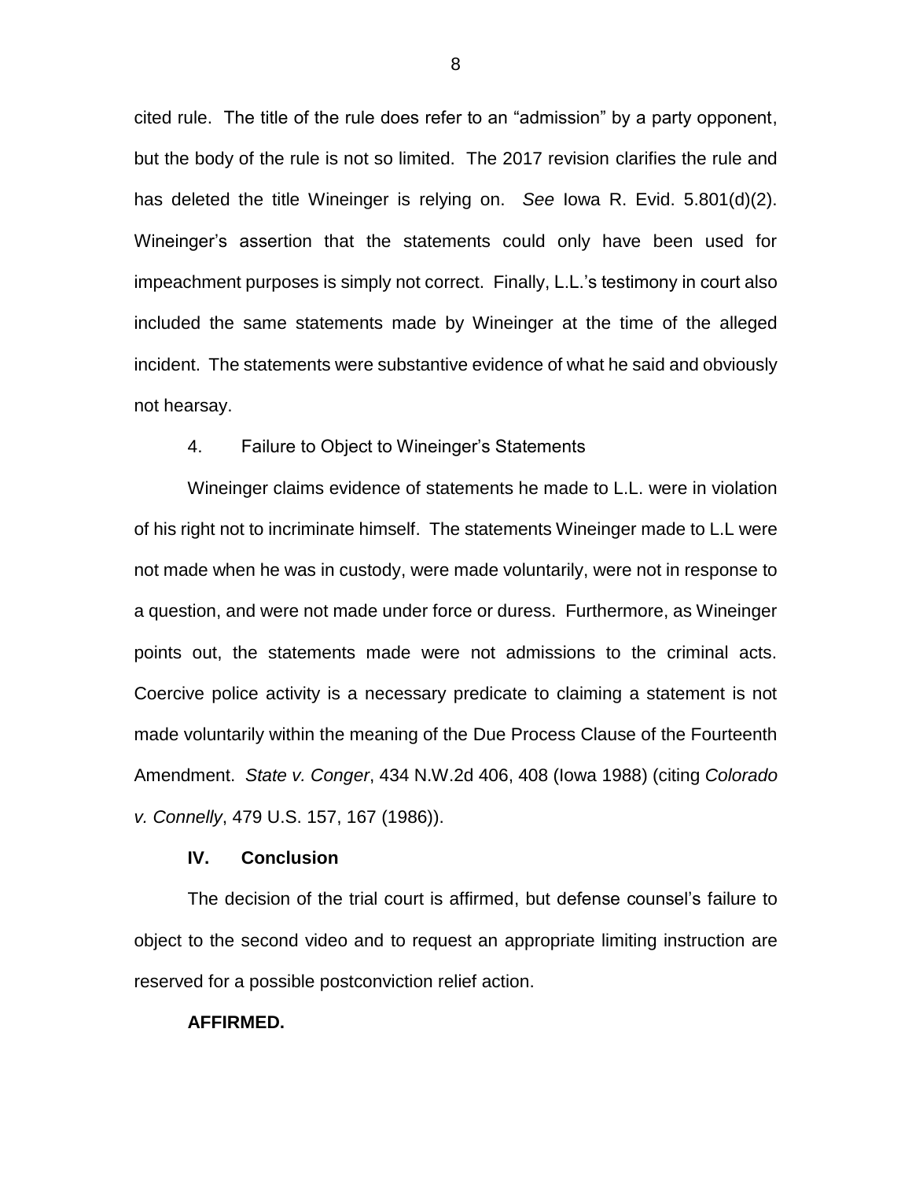cited rule. The title of the rule does refer to an "admission" by a party opponent, but the body of the rule is not so limited. The 2017 revision clarifies the rule and has deleted the title Wineinger is relying on. *See* Iowa R. Evid. 5.801(d)(2). Wineinger's assertion that the statements could only have been used for impeachment purposes is simply not correct. Finally, L.L.'s testimony in court also included the same statements made by Wineinger at the time of the alleged incident. The statements were substantive evidence of what he said and obviously not hearsay.

4. Failure to Object to Wineinger's Statements

Wineinger claims evidence of statements he made to L.L. were in violation of his right not to incriminate himself. The statements Wineinger made to L.L were not made when he was in custody, were made voluntarily, were not in response to a question, and were not made under force or duress. Furthermore, as Wineinger points out, the statements made were not admissions to the criminal acts. Coercive police activity is a necessary predicate to claiming a statement is not made voluntarily within the meaning of the Due Process Clause of the Fourteenth Amendment. *State v. Conger*, 434 N.W.2d 406, 408 (Iowa 1988) (citing *Colorado v. Connelly*, 479 U.S. 157, 167 (1986)).

## IV. Conclusion

The decision of the trial court is affirmed, but defense counsel's failure to object to the second video and to request an appropriate limiting instruction are reserved for a possible postconviction relief action.

**AFFIRMED.**